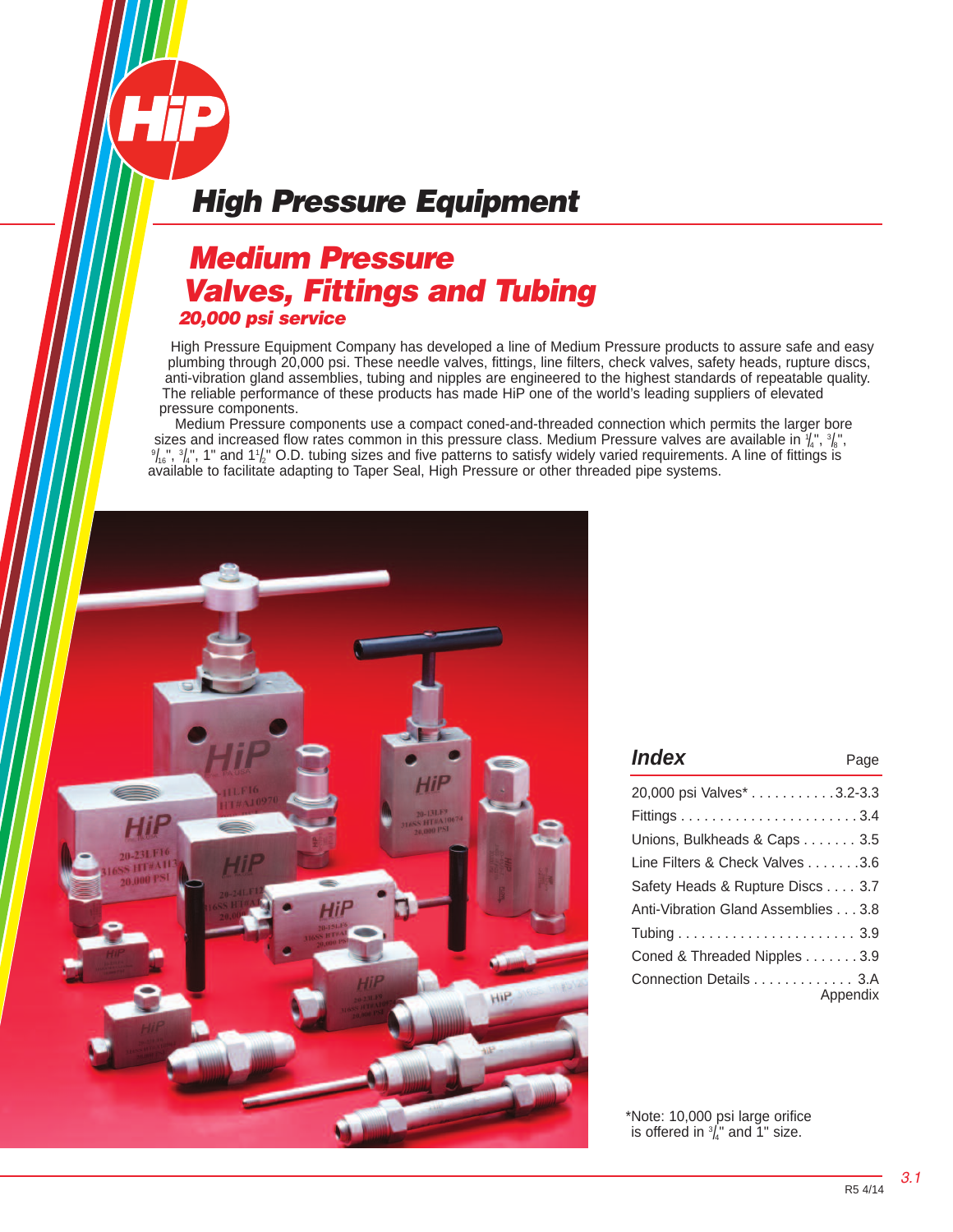# High Pressure Equipment

## Medium Pressure Valves, Fittings and Tubing

### *20,000 psi service*

High Pressure Equipment Company has developed a line of Medium Pressure products to assure safe and easy plumbing through 20,000 psi. These needle valves, fittings, line filters, check valves, safety heads, rupture discs, anti-vibration gland assemblies, tubing and nipples are engineered to the highest standards of repeatable quality. The reliable performance of these products has made HiP one of the world's leading suppliers of elevated pressure components.

Medium Pressure components use a compact coned-and-threaded connection which permits the larger bore sizes and increased flow rates common in this pressure class. Medium Pressure valves are available in 1/4", 3/8", 9/16", 3/4", 1" and 1 1/2" O.D. tubing sizes and five patterns to satisfy widely varied requirements. A line of fittings is available to facilitate adapting to Taper Seal, High Pressure or other threaded pipe systems.

| *Index* | Page |
|---|---|
| 20,000 psi Valves* | 3.2-3.3 |
| Fittings | 3.4 |
| Unions, Bulkheads & Caps | 3.5 |
| Line Filters & Check Valves | 3.6 |
| Safety Heads & Rupture Discs | 3.7 |
| Anti-Vibration Gland Assemblies | 3.8 |
| Tubing | 3.9 |
| Coned & Threaded Nipples | 3.9 |
| Connection Details | 3.A Appendix |

*Note: 10,000 psi large orifice is offered in 3/4" and 1" size.

R5 4/14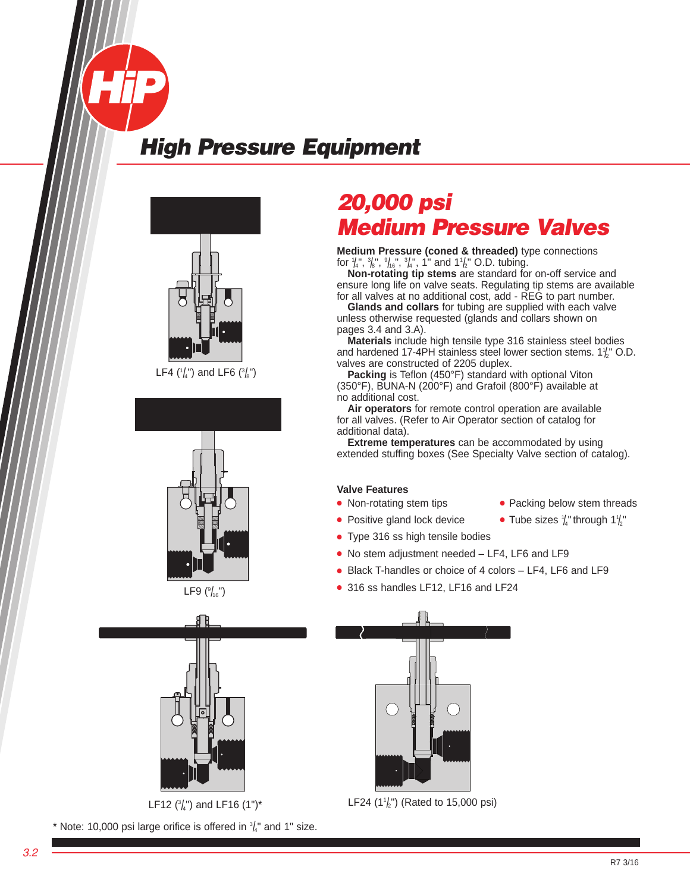# 20,000 psi Medium Pressure Valves

**Medium Pressure (coned & threaded)** type connections for 1/4", 3/8", 9/16", 3/4", 1" and 1-1/2" O.D. tubing.

**Non-rotating tip stems** are standard for on-off service and ensure long life on valve seats. Regulating tip stems are available for all valves at no additional cost, add - REG to part number.

**Glands and collars** for tubing are supplied with each valve unless otherwise requested (glands and collars shown on pages 3.4 and 3.A).

**Materials** include high tensile type 316 stainless steel bodies and hardened 17-4PH stainless steel lower section stems. 1-1/2" O.D. valves are constructed of 2205 duplex.

**Packing** is Teflon (450°F) standard with optional Viton (350°F), BUNA-N (200°F) and Grafoil (800°F) available at no additional cost.

**Air operators** for remote control operation are available for all valves. (Refer to Air Operator section of catalog for additional data).

**Extreme temperatures** can be accommodated by using extended stuffing boxes (See Specialty Valve section of catalog).

### Valve Features

- Non-rotating stem tips
- Positive gland lock device
- Type 316 ss high tensile bodies
- No stem adjustment needed – LF4, LF6 and LF9
- Black T-handles or choice of 4 colors – LF4, LF6 and LF9
- 316 ss handles LF12, LF16 and LF24
- Packing below stem threads
- Tube sizes 1/4" through 1-1/2"

LF4 (1/4") and LF6 (3/8")

LF9 (9/16")

LF12 (3/4") and LF16 (1")*

LF24 (1-1/2") (Rated to 15,000 psi)

* Note: 10,000 psi large orifice is offered in 3/4" and 1" size.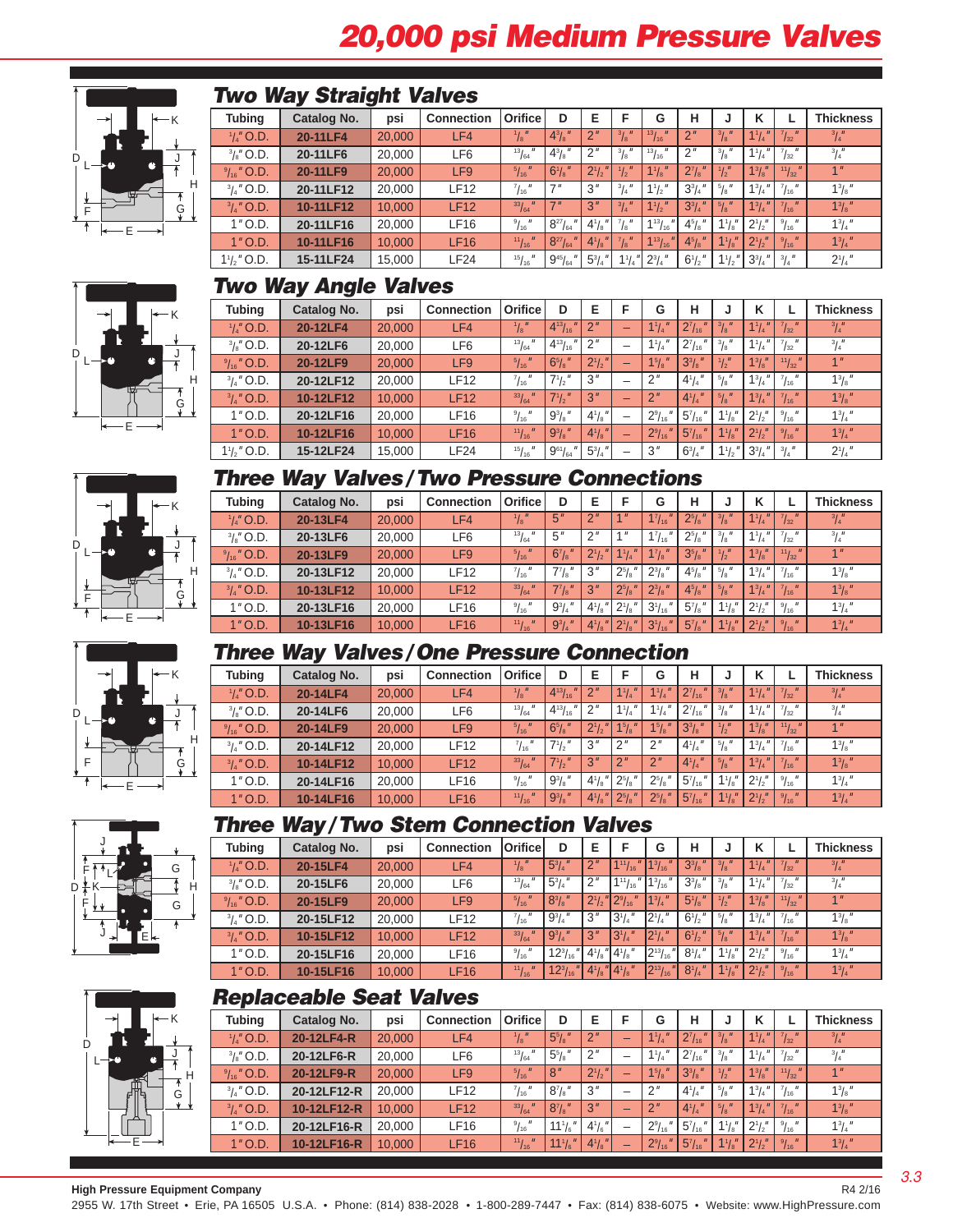# 20,000 psi Medium Pressure Valves

## Two Way Straight Valves

| Tubing | Catalog No. | psi | Connection | Orifice | D | E | F | G | H | J | K | L | Thickness |
|---|---|---|---|---|---|---|---|---|---|---|---|---|---|
| 1/4" O.D. | 20-11LF4 | 20,000 | LF4 | 1/8" | 4 3/8" | 2" | 3/8" | 13/16" | 2" | 3/8" | 1 1/4" | 7/32" | 3/4" |
| 3/8" O.D. | 20-11LF6 | 20,000 | LF6 | 13/64" | 4 3/8" | 2" | 3/8" | 13/16" | 2" | 3/8" | 1 1/4" | 7/32" | 3/4" |
| 9/16" O.D. | 20-11LF9 | 20,000 | LF9 | 5/16" | 6 1/8" | 2 1/2" | 1/2" | 1 1/8" | 2 7/8" | 1/2" | 1 3/8" | 11/32" | 1" |
| 3/4" O.D. | 20-11LF12 | 20,000 | LF12 | 7/16" | 7" | 3" | 3/4" | 1 1/2" | 3 3/4" | 5/8" | 1 3/4" | 7/16" | 1 3/8" |
| 3/4" O.D. | 10-11LF12 | 10,000 | LF12 | 33/64" | 7" | 3" | 3/4" | 1 1/2" | 3 3/4" | 5/8" | 1 3/4" | 7/16" | 1 3/8" |
| 1" O.D. | 20-11LF16 | 20,000 | LF16 | 9/16" | 8 27/64" | 4 1/8" | 7/8" | 1 13/16" | 4 5/8" | 1 1/8" | 2 1/2" | 9/16" | 1 3/4" |
| 1" O.D. | 10-11LF16 | 10,000 | LF16 | 11/16" | 8 27/64" | 4 1/8" | 7/8" | 1 13/16" | 4 5/8" | 1 1/8" | 2 1/2" | 9/16" | 1 3/4" |
| 1 1/2" O.D. | 15-11LF24 | 15,000 | LF24 | 15/16" | 9 45/64" | 5 3/4" | 1 1/4" | 2 3/4" | 6 1/2" | 1 1/2" | 3 3/4" | 3/4" | 2 1/4" |

## Two Way Angle Valves

| Tubing | Catalog No. | psi | Connection | Orifice | D | E | F | G | H | J | K | L | Thickness |
|---|---|---|---|---|---|---|---|---|---|---|---|---|---|
| 1/4" O.D. | 20-12LF4 | 20,000 | LF4 | 1/8" | 4 13/16" | 2" | – | 1 1/4" | 2 7/16" | 3/8" | 1 1/4" | 7/32" | 3/4" |
| 3/8" O.D. | 20-12LF6 | 20,000 | LF6 | 13/64" | 4 13/16" | 2" | – | 1 1/4" | 2 7/16" | 3/8" | 1 1/4" | 7/32" | 3/4" |
| 9/16" O.D. | 20-12LF9 | 20,000 | LF9 | 5/16" | 6 5/8" | 2 1/2" | – | 1 5/8" | 3 3/8" | 1/2" | 1 3/8" | 11/32" | 1" |
| 3/4" O.D. | 20-12LF12 | 20,000 | LF12 | 7/16" | 7 1/2" | 3" | – | 2" | 4 1/4" | 5/8" | 1 3/4" | 7/16" | 1 3/8" |
| 3/4" O.D. | 10-12LF12 | 10,000 | LF12 | 33/64" | 7 1/2" | 3" | – | 2" | 4 1/4" | 5/8" | 1 3/4" | 7/16" | 1 3/8" |
| 1" O.D. | 20-12LF16 | 20,000 | LF16 | 9/16" | 9 3/8" | 4 1/8" | – | 2 9/16" | 5 7/16" | 1 1/8" | 2 1/2" | 9/16" | 1 3/4" |
| 1" O.D. | 10-12LF16 | 10,000 | LF16 | 11/16" | 9 3/8" | 4 1/8" | – | 2 9/16" | 5 7/16" | 1 1/8" | 2 1/2" | 9/16" | 1 3/4" |
| 1 1/2" O.D. | 15-12LF24 | 15,000 | LF24 | 15/16" | 9 61/64" | 5 3/4" | – | 3" | 6 3/4" | 1 1/2" | 3 3/4" | 3/4" | 2 1/4" |

## Three Way Valves/Two Pressure Connections

| Tubing | Catalog No. | psi | Connection | Orifice | D | E | F | G | H | J | K | L | Thickness |
|---|---|---|---|---|---|---|---|---|---|---|---|---|---|
| 1/4" O.D. | 20-13LF4 | 20,000 | LF4 | 1/8" | 5" | 2" | 1" | 1 7/16" | 2 5/8" | 3/8" | 1 1/4" | 7/32" | 3/4" |
| 3/8" O.D. | 20-13LF6 | 20,000 | LF6 | 13/64" | 5" | 2" | 1" | 1 7/16" | 2 5/8" | 3/8" | 1 1/4" | 7/32" | 3/4" |
| 9/16" O.D. | 20-13LF9 | 20,000 | LF9 | 5/16" | 6 7/8" | 2 1/2" | 1 1/4" | 1 7/8" | 3 5/8" | 1/2" | 1 3/8" | 11/32" | 1" |
| 3/4" O.D. | 20-13LF12 | 20,000 | LF12 | 7/16" | 7 7/8" | 3" | 2 5/8" | 2 3/8" | 4 5/8" | 5/8" | 1 3/4" | 7/16" | 1 3/8" |
| 3/4" O.D. | 10-13LF12 | 10,000 | LF12 | 33/64" | 7 7/8" | 3" | 2 5/8" | 2 3/8" | 4 5/8" | 5/8" | 1 3/4" | 7/16" | 1 3/8" |
| 1" O.D. | 20-13LF16 | 20,000 | LF16 | 9/16" | 9 3/4" | 4 1/8" | 2 1/8" | 3 1/16" | 5 7/8" | 1 1/8" | 2 1/2" | 9/16" | 1 3/4" |
| 1" O.D. | 10-13LF16 | 10,000 | LF16 | 11/16" | 9 3/4" | 4 1/8" | 2 1/8" | 3 1/16" | 5 7/8" | 1 1/8" | 2 1/2" | 9/16" | 1 3/4" |

## Three Way Valves/One Pressure Connection

| Tubing | Catalog No. | psi | Connection | Orifice | D | E | F | G | H | J | K | L | Thickness |
|---|---|---|---|---|---|---|---|---|---|---|---|---|---|
| 1/4" O.D. | 20-14LF4 | 20,000 | LF4 | 1/8" | 4 13/16" | 2" | 1 1/4" | 1 1/4" | 2 7/16" | 3/8" | 1 1/4" | 7/32" | 3/4" |
| 3/8" O.D. | 20-14LF6 | 20,000 | LF6 | 13/64" | 4 13/16" | 2" | 1 1/4" | 1 1/4" | 2 7/16" | 3/8" | 1 1/4" | 7/32" | 3/4" |
| 9/16" O.D. | 20-14LF9 | 20,000 | LF9 | 5/16" | 6 5/8" | 2 1/2" | 1 5/8" | 1 5/8" | 3 3/8" | 1/2" | 1 3/8" | 11/32" | 1" |
| 3/4" O.D. | 20-14LF12 | 20,000 | LF12 | 7/16" | 7 1/2" | 3" | 2" | 2" | 4 1/4" | 5/8" | 1 3/4" | 7/16" | 1 3/8" |
| 3/4" O.D. | 10-14LF12 | 10,000 | LF12 | 33/64" | 7 1/2" | 3" | 2" | 2" | 4 1/4" | 5/8" | 1 3/4" | 7/16" | 1 3/8" |
| 1" O.D. | 20-14LF16 | 20,000 | LF16 | 9/16" | 9 3/8" | 4 1/8" | 2 5/8" | 2 5/8" | 5 7/16" | 1 1/8" | 2 1/2" | 9/16" | 1 3/4" |
| 1" O.D. | 10-14LF16 | 10,000 | LF16 | 11/16" | 9 3/8" | 4 1/8" | 2 5/8" | 2 5/8" | 5 7/16" | 1 1/8" | 2 1/2" | 9/16" | 1 3/4" |

## Three Way/Two Stem Connection Valves

| Tubing | Catalog No. | psi | Connection | Orifice | D | E | F | G | H | J | K | L | Thickness |
|---|---|---|---|---|---|---|---|---|---|---|---|---|---|
| 1/4" O.D. | 20-15LF4 | 20,000 | LF4 | 1/8" | 5 3/4" | 2" | 1 11/16" | 1 3/16" | 3 3/8" | 3/8" | 1 1/4" | 7/32" | 3/4" |
| 3/8" O.D. | 20-15LF6 | 20,000 | LF6 | 13/64" | 5 3/4" | 2" | 1 11/16" | 1 3/16" | 3 3/8" | 3/8" | 1 1/4" | 7/32" | 3/4" |
| 9/16" O.D. | 20-15LF9 | 20,000 | LF9 | 5/16" | 8 3/8" | 2 1/2" | 2 9/16" | 1 3/4" | 5 1/8" | 1/2" | 1 3/8" | 11/32" | 1" |
| 3/4" O.D. | 20-15LF12 | 20,000 | LF12 | 7/16" | 9 3/4" | 3" | 3 1/4" | 2 1/4" | 6 1/2" | 5/8" | 1 3/4" | 7/16" | 1 3/8" |
| 3/4" O.D. | 10-15LF12 | 10,000 | LF12 | 33/64" | 9 3/4" | 3" | 3 1/4" | 2 1/4" | 6 1/2" | 5/8" | 1 3/4" | 7/16" | 1 3/8" |
| 1" O.D. | 20-15LF16 | 20,000 | LF16 | 9/16" | 12 3/16" | 4 1/8" | 4 1/8" | 2 13/16" | 8 1/4" | 1 1/8" | 2 1/2" | 9/16" | 1 3/4" |
| 1" O.D. | 10-15LF16 | 10,000 | LF16 | 11/16" | 12 3/16" | 4 1/8" | 4 1/8" | 2 13/16" | 8 1/4" | 1 1/8" | 2 1/2" | 9/16" | 1 3/4" |

## Replaceable Seat Valves

| Tubing | Catalog No. | psi | Connection | Orifice | D | E | F | G | H | J | K | L | Thickness |
|---|---|---|---|---|---|---|---|---|---|---|---|---|---|
| 1/4" O.D. | 20-12LF4-R | 20,000 | LF4 | 1/8" | 5 5/8" | 2" | – | 1 1/4" | 2 7/16" | 3/8" | 1 1/4" | 7/32" | 3/4" |
| 3/8" O.D. | 20-12LF6-R | 20,000 | LF6 | 13/64" | 5 5/8" | 2" | – | 1 1/4" | 2 7/16" | 3/8" | 1 1/4" | 7/32" | 3/4" |
| 9/16" O.D. | 20-12LF9-R | 20,000 | LF9 | 5/16" | 8" | 2 1/2" | – | 1 5/8" | 3 3/8" | 1/2" | 1 3/8" | 11/32" | 1" |
| 3/4" O.D. | 20-12LF12-R | 20,000 | LF12 | 7/16" | 8 7/8" | 3" | – | 2" | 4 1/4" | 5/8" | 1 3/4" | 7/16" | 1 3/8" |
| 3/4" O.D. | 10-12LF12-R | 10,000 | LF12 | 33/64" | 8 7/8" | 3" | – | 2" | 4 1/4" | 5/8" | 1 3/4" | 7/16" | 1 3/8" |
| 1" O.D. | 20-12LF16-R | 20,000 | LF16 | 9/16" | 11 1/6" | 4 1/6" | – | 2 9/16" | 5 7/16" | 1 1/8" | 2 1/2" | 9/16" | 1 3/4" |
| 1" O.D. | 10-12LF16-R | 10,000 | LF16 | 11/16" | 11 1/6" | 4 1/8" | – | 2 9/16" | 5 7/16" | 1 1/8" | 2 1/2" | 9/16" | 1 3/4" |

**High Pressure Equipment Company** R4 2/16

2955 W. 17th Street • Erie, PA 16505 U.S.A. • Phone: (814) 838-2028 • 1-800-289-7447 • Fax: (814) 838-6075 • Website: www.HighPressure.com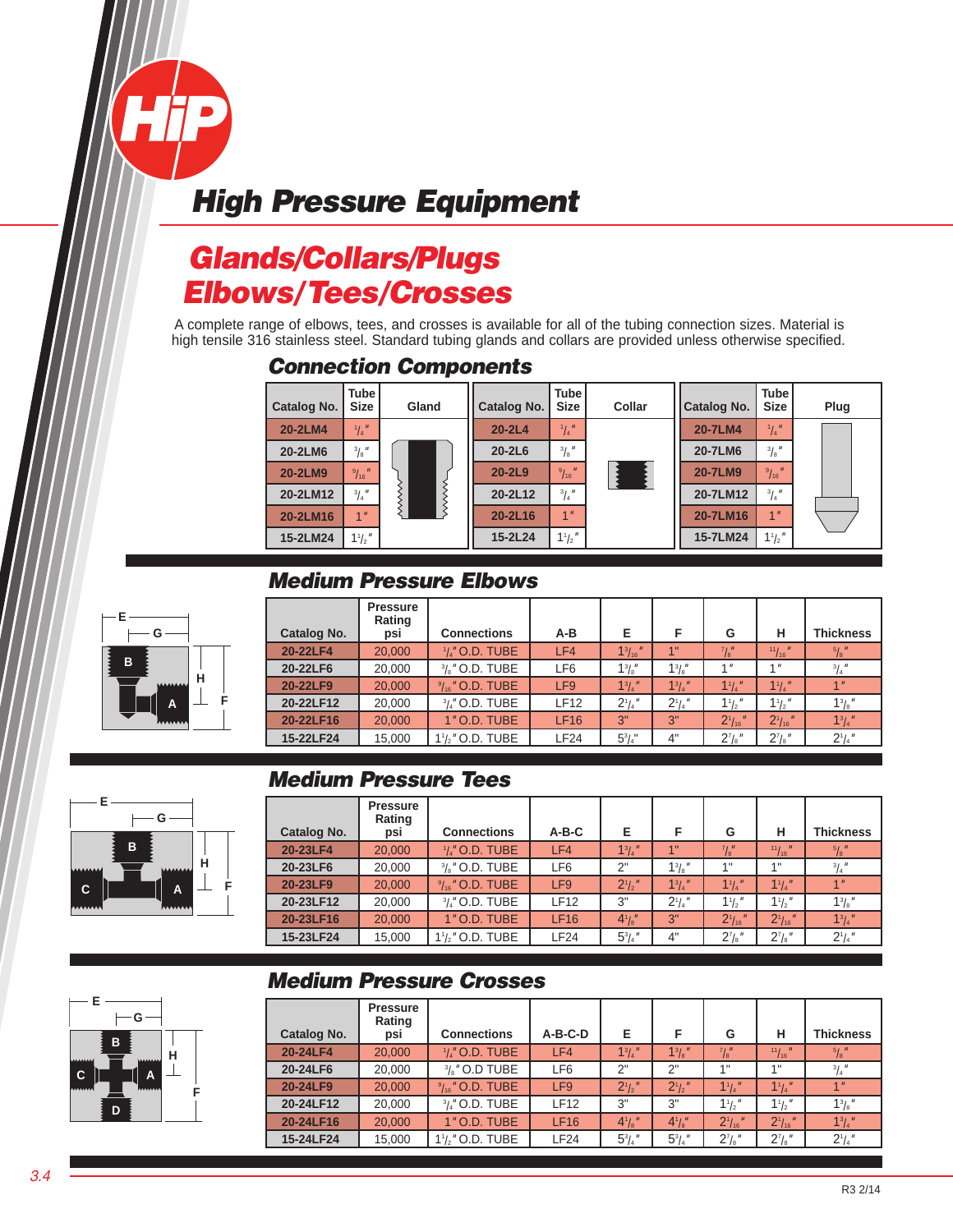# High Pressure Equipment

## Glands/Collars/Plugs
## Elbows/Tees/Crosses

A complete range of elbows, tees, and crosses is available for all of the tubing connection sizes. Material is high tensile 316 stainless steel. Standard tubing glands and collars are provided unless otherwise specified.

### Connection Components

| Catalog No. | Tube Size | Gland | Catalog No. | Tube Size | Collar | Catalog No. | Tube Size | Plug |
|---|---|---|---|---|---|---|---|---|
| 20-2LM4 | 1/4" | | 20-2L4 | 1/4" | | 20-7LM4 | 1/4" | |
| 20-2LM6 | 3/8" | | 20-2L6 | 3/8" | | 20-7LM6 | 3/8" | |
| 20-2LM9 | 9/16" | | 20-2L9 | 9/16" | | 20-7LM9 | 9/16" | |
| 20-2LM12 | 3/4" | | 20-2L12 | 3/4" | | 20-7LM12 | 3/4" | |
| 20-2LM16 | 1" | | 20-2L16 | 1" | | 20-7LM16 | 1" | |
| 15-2LM24 | 1 1/2" | | 15-2L24 | 1 1/2" | | 15-7LM24 | 1 1/2" | |

### Medium Pressure Elbows

| Catalog No. | Pressure Rating psi | Connections | A-B | E | F | G | H | Thickness |
|---|---|---|---|---|---|---|---|---|
| 20-22LF4 | 20,000 | 1/4" O.D. TUBE | LF4 | 1 3/16" | 1" | 7/8" | 11/16" | 5/8" |
| 20-22LF6 | 20,000 | 3/8" O.D. TUBE | LF6 | 1 3/8" | 1 3/8" | 1" | 1" | 3/4" |
| 20-22LF9 | 20,000 | 9/16" O.D. TUBE | LF9 | 1 3/4" | 1 3/4" | 1 1/4" | 1 1/4" | 1" |
| 20-22LF12 | 20,000 | 3/4" O.D. TUBE | LF12 | 2 1/4" | 2 1/4" | 1 1/2" | 1 1/2" | 1 3/8" |
| 20-22LF16 | 20,000 | 1" O.D. TUBE | LF16 | 3" | 3" | 2 1/16" | 2 1/16" | 1 3/4" |
| 15-22LF24 | 15,000 | 1 1/2" O.D. TUBE | LF24 | 5 3/4" | 4" | 2 7/8" | 2 7/8" | 2 1/4" |

### Medium Pressure Tees

| Catalog No. | Pressure Rating psi | Connections | A-B-C | E | F | G | H | Thickness |
|---|---|---|---|---|---|---|---|---|
| 20-23LF4 | 20,000 | 1/4" O.D. TUBE | LF4 | 1 3/4" | 1" | 7/8" | 11/16" | 5/8" |
| 20-23LF6 | 20,000 | 3/8" O.D. TUBE | LF6 | 2" | 1 3/8" | 1" | 1" | 3/4" |
| 20-23LF9 | 20,000 | 9/16" O.D. TUBE | LF9 | 2 1/2" | 1 3/4" | 1 1/4" | 1 1/4" | 1" |
| 20-23LF12 | 20,000 | 3/4" O.D. TUBE | LF12 | 3" | 2 1/4" | 1 1/2" | 1 1/2" | 1 3/8" |
| 20-23LF16 | 20,000 | 1" O.D. TUBE | LF16 | 4 1/8" | 3" | 2 1/16" | 2 1/16" | 1 3/4" |
| 15-23LF24 | 15,000 | 1 1/2" O.D. TUBE | LF24 | 5 3/4" | 4" | 2 7/8" | 2 7/8" | 2 1/4" |

### Medium Pressure Crosses

| Catalog No. | Pressure Rating psi | Connections | A-B-C-D | E | F | G | H | Thickness |
|---|---|---|---|---|---|---|---|---|
| 20-24LF4 | 20,000 | 1/4" O.D. TUBE | LF4 | 1 3/4" | 1 3/8" | 7/8" | 11/16" | 5/8" |
| 20-24LF6 | 20,000 | 3/8" O.D TUBE | LF6 | 2" | 2" | 1" | 1" | 3/4" |
| 20-24LF9 | 20,000 | 9/16" O.D. TUBE | LF9 | 2 1/2" | 2 1/2" | 1 1/4" | 1 1/4" | 1" |
| 20-24LF12 | 20,000 | 3/4" O.D. TUBE | LF12 | 3" | 3" | 1 1/2" | 1 1/2" | 1 3/8" |
| 20-24LF16 | 20,000 | 1" O.D. TUBE | LF16 | 4 1/8" | 4 1/8" | 2 1/16" | 2 1/16" | 1 3/4" |
| 15-24LF24 | 15,000 | 1 1/2" O.D. TUBE | LF24 | 5 3/4" | 5 3/4" | 2 7/8" | 2 7/8" | 2 1/4" |

R3 2/14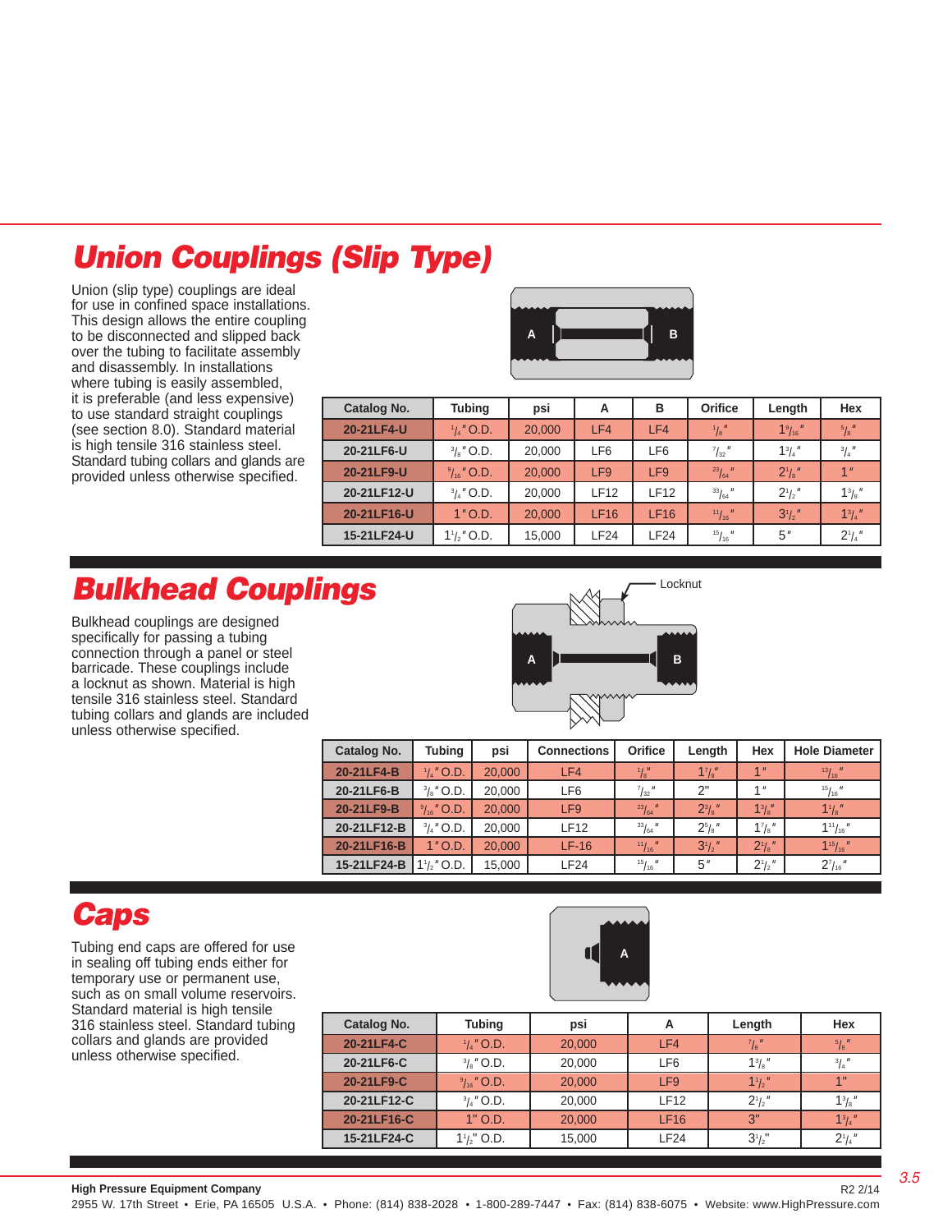# Union Couplings (Slip Type)

Union (slip type) couplings are ideal for use in confined space installations. This design allows the entire coupling to be disconnected and slipped back over the tubing to facilitate assembly and disassembly. In installations where tubing is easily assembled, it is preferable (and less expensive) to use standard straight couplings (see section 8.0). Standard material is high tensile 316 stainless steel. Standard tubing collars and glands are provided unless otherwise specified.

| Catalog No. | Tubing | psi | A | B | Orifice | Length | Hex |
|---|---|---|---|---|---|---|---|
| 20-21LF4-U | 1/4" O.D. | 20,000 | LF4 | LF4 | 1/8" | 1 9/16" | 5/8" |
| 20-21LF6-U | 3/8" O.D. | 20,000 | LF6 | LF6 | 7/32" | 1 3/4" | 3/4" |
| 20-21LF9-U | 9/16" O.D. | 20,000 | LF9 | LF9 | 23/64" | 2 1/8" | 1" |
| 20-21LF12-U | 3/4" O.D. | 20,000 | LF12 | LF12 | 33/64" | 2 1/2" | 1 3/8" |
| 20-21LF16-U | 1" O.D. | 20,000 | LF16 | LF16 | 11/16" | 3 1/2" | 1 3/4" |
| 15-21LF24-U | 1 1/2" O.D. | 15,000 | LF24 | LF24 | 15/16" | 5" | 2 1/4" |

# Bulkhead Couplings

Bulkhead couplings are designed specifically for passing a tubing connection through a panel or steel barricade. These couplings include a locknut as shown. Material is high tensile 316 stainless steel. Standard tubing collars and glands are included unless otherwise specified.

| Catalog No. | Tubing | psi | Connections | Orifice | Length | Hex | Hole Diameter |
|---|---|---|---|---|---|---|---|
| 20-21LF4-B | 1/4" O.D. | 20,000 | LF4 | 1/8" | 1 7/8" | 1" | 13/16" |
| 20-21LF6-B | 3/8" O.D. | 20,000 | LF6 | 7/32" | 2" | 1" | 15/16" |
| 20-21LF9-B | 9/16" O.D. | 20,000 | LF9 | 23/64" | 2 3/8" | 1 3/8" | 1 1/8" |
| 20-21LF12-B | 3/4" O.D. | 20,000 | LF12 | 33/64" | 2 5/8" | 1 7/8" | 1 11/16" |
| 20-21LF16-B | 1" O.D. | 20,000 | LF-16 | 11/16" | 3 1/2" | 2 1/8" | 1 15/16" |
| 15-21LF24-B | 1 1/2" O.D. | 15,000 | LF24 | 15/16" | 5" | 2 1/2" | 2 7/16" |

# Caps

Tubing end caps are offered for use in sealing off tubing ends either for temporary use or permanent use, such as on small volume reservoirs. Standard material is high tensile 316 stainless steel. Standard tubing collars and glands are provided unless otherwise specified.

| Catalog No. | Tubing | psi | A | Length | Hex |
|---|---|---|---|---|---|
| 20-21LF4-C | 1/4" O.D. | 20,000 | LF4 | 7/8" | 5/8" |
| 20-21LF6-C | 3/8" O.D. | 20,000 | LF6 | 1 3/8" | 3/4" |
| 20-21LF9-C | 9/16" O.D. | 20,000 | LF9 | 1 1/2" | 1" |
| 20-21LF12-C | 3/4" O.D. | 20,000 | LF12 | 2 1/2" | 1 3/8" |
| 20-21LF16-C | 1" O.D. | 20,000 | LF16 | 3" | 1 3/4" |
| 15-21LF24-C | 1 1/2" O.D. | 15,000 | LF24 | 3 1/2" | 2 1/4" |

**High Pressure Equipment Company**

2955 W. 17th Street • Erie, PA 16505 U.S.A. • Phone: (814) 838-2028 • 1-800-289-7447 • Fax: (814) 838-6075 • Website: www.HighPressure.com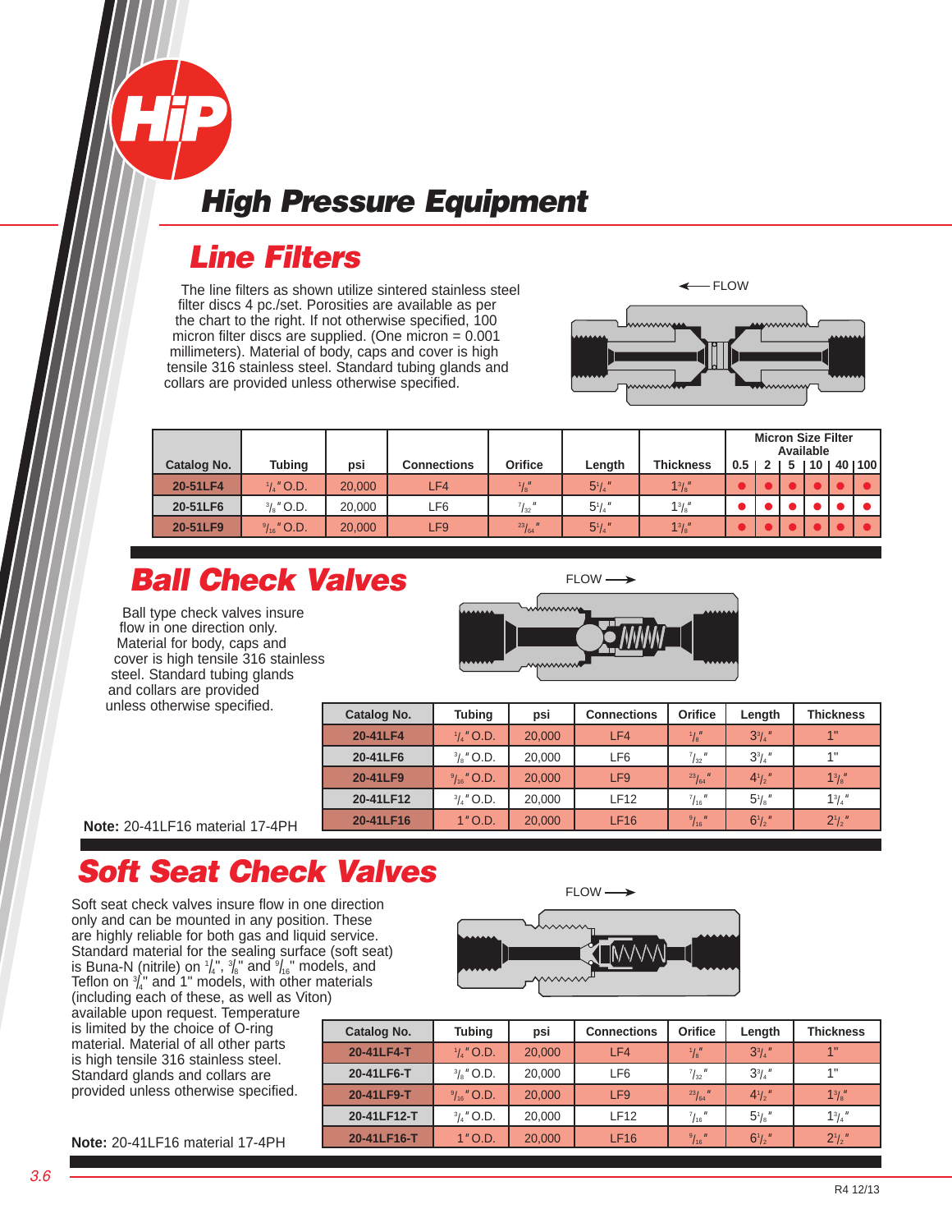# High Pressure Equipment

## Line Filters

The line filters as shown utilize sintered stainless steel filter discs 4 pc./set. Porosities are available as per the chart to the right. If not otherwise specified, 100 micron filter discs are supplied. (One micron = 0.001 millimeters). Material of body, caps and cover is high tensile 316 stainless steel. Standard tubing glands and collars are provided unless otherwise specified.

FLOW

| Catalog No. | Tubing | psi | Connections | Orifice | Length | Thickness | Micron Size Filter Available | | | | | |
|---|---|---|---|---|---|---|---|---|---|---|---|---|
| | | | | | | | 0.5 | 2 | 5 | 10 | 40 | 100 |
| 20-51LF4 | 1/4" O.D. | 20,000 | LF4 | 1/8" | 5 1/4" | 1 3/8" | ● | ● | ● | ● | ● | ● |
| 20-51LF6 | 3/8" O.D. | 20,000 | LF6 | 7/32" | 5 1/4" | 1 3/8" | ● | ● | ● | ● | ● | ● |
| 20-51LF9 | 9/16" O.D. | 20,000 | LF9 | 23/64" | 5 1/4" | 1 3/8" | ● | ● | ● | ● | ● | ● |

## Ball Check Valves

Ball type check valves insure flow in one direction only. Material for body, caps and cover is high tensile 316 stainless steel. Standard tubing glands and collars are provided unless otherwise specified.

FLOW

| Catalog No. | Tubing | psi | Connections | Orifice | Length | Thickness |
|---|---|---|---|---|---|---|
| 20-41LF4 | 1/4" O.D. | 20,000 | LF4 | 1/8" | 3 3/4" | 1" |
| 20-41LF6 | 3/8" O.D. | 20,000 | LF6 | 7/32" | 3 3/4" | 1" |
| 20-41LF9 | 9/16" O.D. | 20,000 | LF9 | 23/64" | 4 1/2" | 1 3/8" |
| 20-41LF12 | 3/4" O.D. | 20,000 | LF12 | 7/16" | 5 1/8" | 1 3/4" |
| 20-41LF16 | 1" O.D. | 20,000 | LF16 | 9/16" | 6 1/2" | 2 1/2" |

**Note:** 20-41LF16 material 17-4PH

## Soft Seat Check Valves

Soft seat check valves insure flow in one direction only and can be mounted in any position. These are highly reliable for both gas and liquid service. Standard material for the sealing surface (soft seat) is Buna-N (nitrile) on 1/4", 3/8" and 9/16" models, and Teflon on 3/4" and 1" models, with other materials (including each of these, as well as Viton) available upon request. Temperature is limited by the choice of O-ring material. Material of all other parts is high tensile 316 stainless steel. Standard glands and collars are provided unless otherwise specified.

FLOW

| Catalog No. | Tubing | psi | Connections | Orifice | Length | Thickness |
|---|---|---|---|---|---|---|
| 20-41LF4-T | 1/4" O.D. | 20,000 | LF4 | 1/8" | 3 3/4" | 1" |
| 20-41LF6-T | 3/8" O.D. | 20,000 | LF6 | 7/32" | 3 3/4" | 1" |
| 20-41LF9-T | 9/16" O.D. | 20,000 | LF9 | 23/64" | 4 1/2" | 1 3/8" |
| 20-41LF12-T | 3/4" O.D. | 20,000 | LF12 | 7/16" | 5 1/8" | 1 3/4" |
| 20-41LF16-T | 1" O.D. | 20,000 | LF16 | 9/16" | 6 1/2" | 2 1/2" |

**Note:** 20-41LF16 material 17-4PH

R4 12/13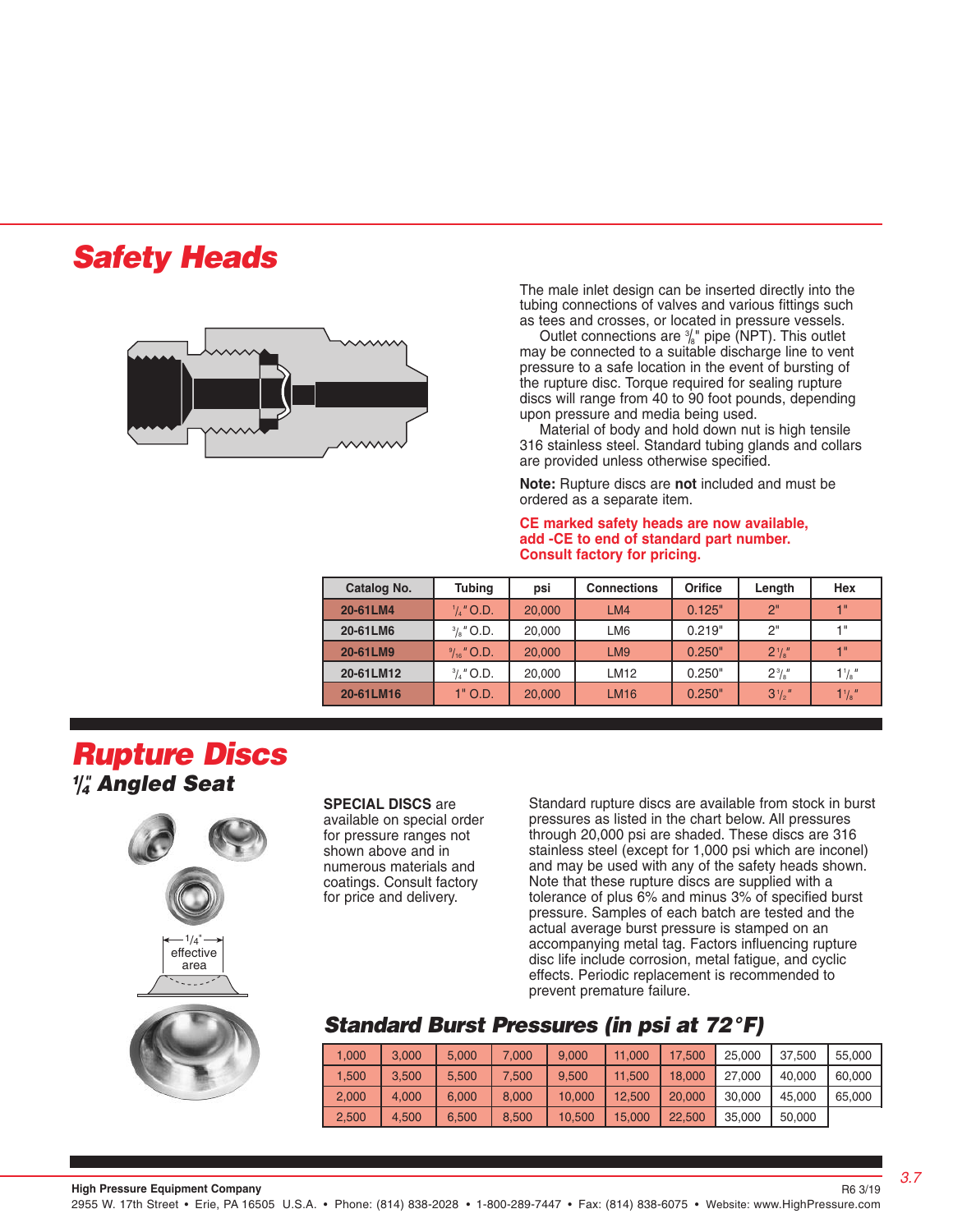# Safety Heads

The male inlet design can be inserted directly into the tubing connections of valves and various fittings such as tees and crosses, or located in pressure vessels.

Outlet connections are 3/8" pipe (NPT). This outlet may be connected to a suitable discharge line to vent pressure to a safe location in the event of bursting of the rupture disc. Torque required for sealing rupture discs will range from 40 to 90 foot pounds, depending upon pressure and media being used.

Material of body and hold down nut is high tensile 316 stainless steel. Standard tubing glands and collars are provided unless otherwise specified.

**Note:** Rupture discs are **not** included and must be ordered as a separate item.

**CE marked safety heads are now available, add -CE to end of standard part number. Consult factory for pricing.**

| Catalog No. | Tubing | psi | Connections | Orifice | Length | Hex |
|---|---|---|---|---|---|---|
| **20-61LM4** | 1/4" O.D. | 20,000 | LM4 | 0.125" | 2" | 1" |
| **20-61LM6** | 3/8" O.D. | 20,000 | LM6 | 0.219" | 2" | 1" |
| **20-61LM9** | 9/16" O.D. | 20,000 | LM9 | 0.250" | 2 1/8" | 1" |
| **20-61LM12** | 3/4" O.D. | 20,000 | LM12 | 0.250" | 2 3/8" | 1 1/8" |
| **20-61LM16** | 1" O.D. | 20,000 | LM16 | 0.250" | 3 1/2" | 1 1/8" |

# Rupture Discs

## 1/4" Angled Seat

1/4" effective area

**SPECIAL DISCS** are available on special order for pressure ranges not shown above and in numerous materials and coatings. Consult factory for price and delivery.

Standard rupture discs are available from stock in burst pressures as listed in the chart below. All pressures through 20,000 psi are shaded. These discs are 316 stainless steel (except for 1,000 psi which are inconel) and may be used with any of the safety heads shown. Note that these rupture discs are supplied with a tolerance of plus 6% and minus 3% of specified burst pressure. Samples of each batch are tested and the actual average burst pressure is stamped on an accompanying metal tag. Factors influencing rupture disc life include corrosion, metal fatigue, and cyclic effects. Periodic replacement is recommended to prevent premature failure.

### Standard Burst Pressures (in psi at 72°F)

| | | | | | | | | | |
|---|---|---|---|---|---|---|---|---|---|
| 1,000 | 3,000 | 5,000 | 7,000 | 9,000 | 11,000 | 17,500 | 25,000 | 37,500 | 55,000 |
| 1,500 | 3,500 | 5,500 | 7,500 | 9,500 | 11,500 | 18,000 | 27,000 | 40,000 | 60,000 |
| 2,000 | 4,000 | 6,000 | 8,000 | 10,000 | 12,500 | 20,000 | 30,000 | 45,000 | 65,000 |
| 2,500 | 4,500 | 6,500 | 8,500 | 10,500 | 15,000 | 22,500 | 35,000 | 50,000 | |

**High Pressure Equipment Company**
R6 3/19
2955 W. 17th Street • Erie, PA 16505 U.S.A. • Phone: (814) 838-2028 • 1-800-289-7447 • Fax: (814) 838-6075 • Website: www.HighPressure.com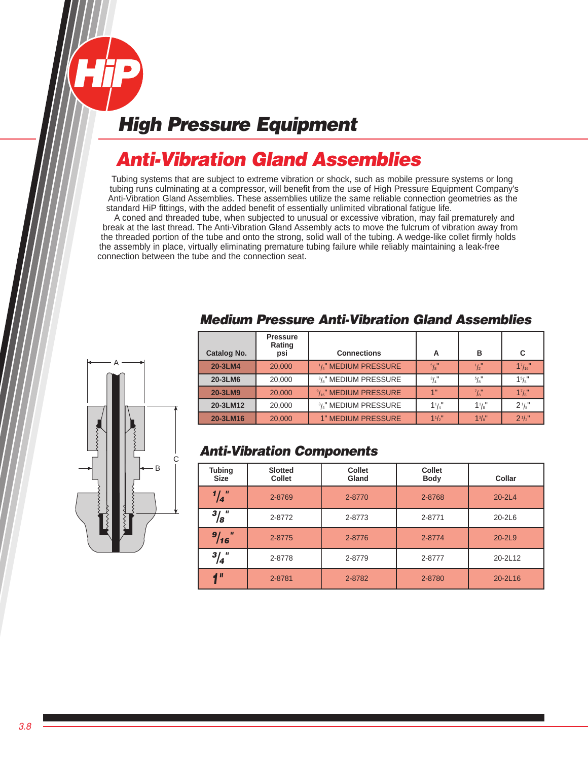# High Pressure Equipment

## Anti-Vibration Gland Assemblies

Tubing systems that are subject to extreme vibration or shock, such as mobile pressure systems or long tubing runs culminating at a compressor, will benefit from the use of High Pressure Equipment Company's Anti-Vibration Gland Assemblies. These assemblies utilize the same reliable connection geometries as the standard HiP fittings, with the added benefit of essentially unlimited vibrational fatigue life.

A coned and threaded tube, when subjected to unusual or excessive vibration, may fail prematurely and break at the last thread. The Anti-Vibration Gland Assembly acts to move the fulcrum of vibration away from the threaded portion of the tube and onto the strong, solid wall of the tubing. A wedge-like collet firmly holds the assembly in place, virtually eliminating premature tubing failure while reliably maintaining a leak-free connection between the tube and the connection seat.

### Medium Pressure Anti-Vibration Gland Assemblies

| Catalog No. | Pressure Rating psi | Connections | A | B | C |
|---|---|---|---|---|---|
| 20-3LM4 | 20,000 | 1/4" MEDIUM PRESSURE | 5/8" | 1/2" | 1 7/16" |
| 20-3LM6 | 20,000 | 3/8" MEDIUM PRESSURE | 3/4" | 5/8" | 1 5/8" |
| 20-3LM9 | 20,000 | 9/16" MEDIUM PRESSURE | 1" | 7/8" | 1 7/8" |
| 20-3LM12 | 20,000 | 3/4" MEDIUM PRESSURE | 1 1/4" | 1 1/8" | 2 1/8" |
| 20-3LM16 | 20,000 | 1" MEDIUM PRESSURE | 1 1/2" | 1 3/8" | 2 1/2" |

### Anti-Vibration Components

| Tubing Size | Slotted Collet | Collet Gland | Collet Body | Collar |
|---|---|---|---|---|
| 1/4" | 2-8769 | 2-8770 | 2-8768 | 20-2L4 |
| 3/8" | 2-8772 | 2-8773 | 2-8771 | 20-2L6 |
| 9/16" | 2-8775 | 2-8776 | 2-8774 | 20-2L9 |
| 3/4" | 2-8778 | 2-8779 | 2-8777 | 20-2L12 |
| 1" | 2-8781 | 2-8782 | 2-8780 | 20-2L16 |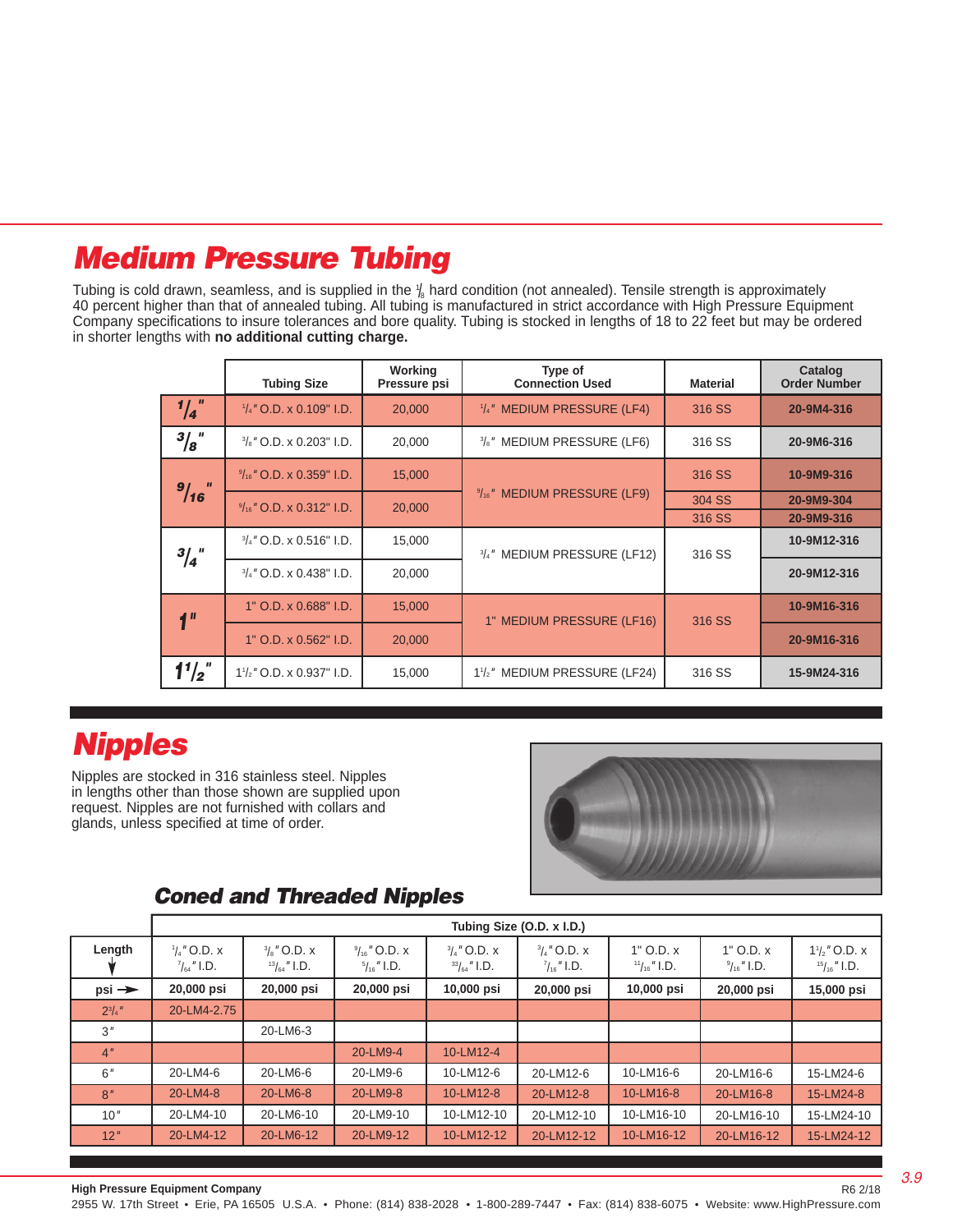# Medium Pressure Tubing

Tubing is cold drawn, seamless, and is supplied in the 1/8 hard condition (not annealed). Tensile strength is approximately 40 percent higher than that of annealed tubing. All tubing is manufactured in strict accordance with High Pressure Equipment Company specifications to insure tolerances and bore quality. Tubing is stocked in lengths of 18 to 22 feet but may be ordered in shorter lengths with **no additional cutting charge.**

| | Tubing Size | Working Pressure psi | Type of Connection Used | Material | Catalog Order Number |
|---|---|---|---|---|---|
| 1/4" | 1/4" O.D. x 0.109" I.D. | 20,000 | 1/4" MEDIUM PRESSURE (LF4) | 316 SS | 20-9M4-316 |
| 3/8" | 3/8" O.D. x 0.203" I.D. | 20,000 | 3/8" MEDIUM PRESSURE (LF6) | 316 SS | 20-9M6-316 |
| 9/16" | 9/16" O.D. x 0.359" I.D. | 15,000 | 9/16" MEDIUM PRESSURE (LF9) | 316 SS | 10-9M9-316 |
| | 9/16" O.D. x 0.312" I.D. | 20,000 | | 304 SS | 20-9M9-304 |
| | | | | 316 SS | 20-9M9-316 |
| 3/4" | 3/4" O.D. x 0.516" I.D. | 15,000 | 3/4" MEDIUM PRESSURE (LF12) | 316 SS | 10-9M12-316 |
| | 3/4" O.D. x 0.438" I.D. | 20,000 | | | 20-9M12-316 |
| 1" | 1" O.D. x 0.688" I.D. | 15,000 | 1" MEDIUM PRESSURE (LF16) | 316 SS | 10-9M16-316 |
| | 1" O.D. x 0.562" I.D. | 20,000 | | | 20-9M16-316 |
| 1 1/2" | 1 1/2" O.D. x 0.937" I.D. | 15,000 | 1 1/2" MEDIUM PRESSURE (LF24) | 316 SS | 15-9M24-316 |

# Nipples

Nipples are stocked in 316 stainless steel. Nipples in lengths other than those shown are supplied upon request. Nipples are not furnished with collars and glands, unless specified at time of order.

## Coned and Threaded Nipples

| | Tubing Size (O.D. x I.D.) | | | | | | | |
|---|---|---|---|---|---|---|---|---|
| Length | 1/4" O.D. x 7/64" I.D. | 3/8" O.D. x 13/64" I.D. | 9/16" O.D. x 5/16" I.D. | 3/4" O.D. x 33/64" I.D. | 3/4" O.D. x 7/16" I.D. | 1" O.D. x 11/16" I.D. | 1" O.D. x 9/16" I.D. | 1 1/2" O.D. x 15/16" I.D. |
| psi → | 20,000 psi | 20,000 psi | 20,000 psi | 10,000 psi | 20,000 psi | 10,000 psi | 20,000 psi | 15,000 psi |
| 2 3/4" | 20-LM4-2.75 | | | | | | | |
| 3" | | 20-LM6-3 | | | | | | |
| 4" | | | 20-LM9-4 | 10-LM12-4 | | | | |
| 6" | 20-LM4-6 | 20-LM6-6 | 20-LM9-6 | 10-LM12-6 | 20-LM12-6 | 10-LM16-6 | 20-LM16-6 | 15-LM24-6 |
| 8" | 20-LM4-8 | 20-LM6-8 | 20-LM9-8 | 10-LM12-8 | 20-LM12-8 | 10-LM16-8 | 20-LM16-8 | 15-LM24-8 |
| 10" | 20-LM4-10 | 20-LM6-10 | 20-LM9-10 | 10-LM12-10 | 20-LM12-10 | 10-LM16-10 | 20-LM16-10 | 15-LM24-10 |
| 12" | 20-LM4-12 | 20-LM6-12 | 20-LM9-12 | 10-LM12-12 | 20-LM12-12 | 10-LM16-12 | 20-LM16-12 | 15-LM24-12 |

**High Pressure Equipment Company**

2955 W. 17th Street • Erie, PA 16505 U.S.A. • Phone: (814) 838-2028 • 1-800-289-7447 • Fax: (814) 838-6075 • Website: www.HighPressure.com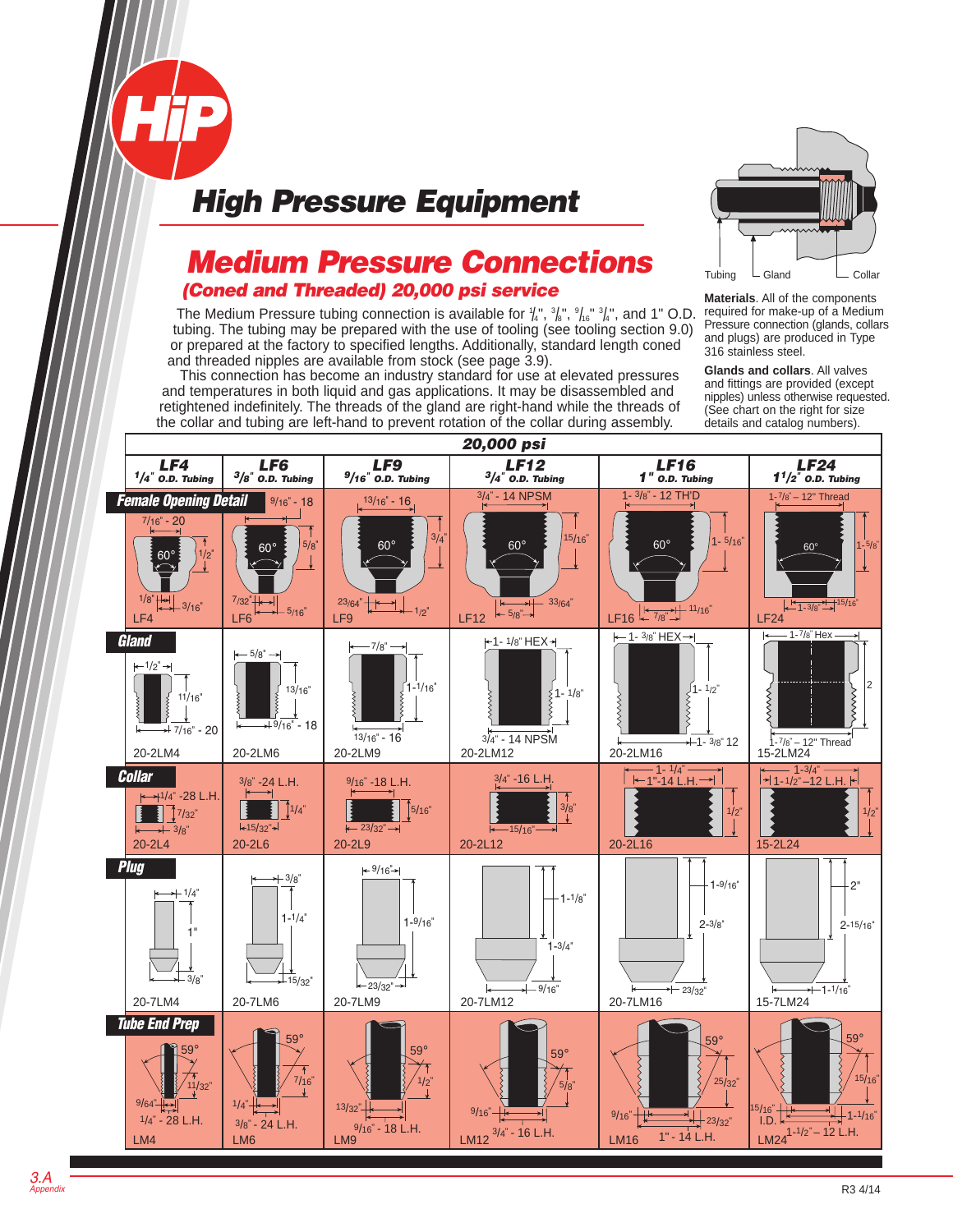# High Pressure Equipment

## Medium Pressure Connections

### (Coned and Threaded) 20,000 psi service

The Medium Pressure tubing connection is available for 1/4", 3/8", 9/16" 3/4", and 1" O.D. tubing. The tubing may be prepared with the use of tooling (see tooling section 9.0) or prepared at the factory to specified lengths. Additionally, standard length coned and threaded nipples are available from stock (see page 3.9).

This connection has become an industry standard for use at elevated pressures and temperatures in both liquid and gas applications. It may be disassembled and retightened indefinitely. The threads of the gland are right-hand while the threads of the collar and tubing are left-hand to prevent rotation of the collar during assembly.

Tubing   Gland   Collar

**Materials**. All of the components required for make-up of a Medium Pressure connection (glands, collars and plugs) are produced in Type 316 stainless steel.

**Glands and collars**. All valves and fittings are provided (except nipples) unless otherwise requested. (See chart on the right for size details and catalog numbers).

**20,000 psi**

| | LF4 1/4" O.D. Tubing | LF6 3/8" O.D. Tubing | LF9 9/16" O.D. Tubing | LF12 3/4" O.D. Tubing | LF16 1" O.D. Tubing | LF24 1-1/2" O.D. Tubing |
|---|---|---|---|---|---|---|
| **Female Opening Detail** | 7/16" - 20; 60°; 1/2"; 1/8"; 3/16"; LF4 | 9/16" - 18; 60°; 5/8"; 7/32"; 5/16"; LF6 | 13/16" - 16; 60°; 3/4"; 23/64"; 1/2"; LF9 | 3/4" - 14 NPSM; 60°; 15/16"; 5/8"; 33/64"; LF12 | 1- 3/8" - 12 TH'D; 60°; 1- 5/16"; 7/8"; 11/16"; LF16 | 1-7/8" – 12" Thread; 60°; 1-5/8"; 1-3/8"; 15/16"; LF24 |
| **Gland** | 1/2"; 11/16"; 7/16" - 20; 20-2LM4 | 5/8"; 13/16"; 9/16" - 18; 20-2LM6 | 7/8"; 1-1/16"; 13/16" - 16; 20-2LM9 | 1- 1/8" HEX; 1- 1/8"; 3/4" - 14 NPSM; 20-2LM12 | 1- 3/8" HEX; 1- 1/2"; 1- 3/8" 12; 20-2LM16 | 1-7/8" Hex; 2; 1-7/8" – 12" Thread; 15-2LM24 |
| **Collar** | 1/4" -28 L.H.; 7/32"; 3/8"; 20-2L4 | 3/8" -24 L.H.; 1/4"; 15/32"; 20-2L6 | 9/16" -18 L.H.; 5/16"; 23/32"; 20-2L9 | 3/4" -16 L.H.; 3/8"; 15/16"; 20-2L12 | 1- 1/4"; 1"-14 L.H.; 1/2"; 20-2L16 | 1-3/4"; 1-1/2"–12 L.H.; 1/2"; 15-2L24 |
| **Plug** | 1/4"; 1"; 3/8"; 20-7LM4 | 3/8"; 1-1/4"; 15/32"; 20-7LM6 | 9/16"; 1-9/16"; 23/32"; 20-7LM9 | 1-1/8"; 1-3/4"; 9/16"; 20-7LM12 | 1-9/16"; 2-3/8"; 23/32"; 20-7LM16 | 2"; 2-15/16"; 1-1/16"; 15-7LM24 |
| **Tube End Prep** | 59°; 11/32"; 9/64"; 1/4" - 28 L.H.; LM4 | 59°; 7/16"; 1/4"; 3/8" - 24 L.H.; LM6 | 59°; 1/2"; 13/32"; 9/16" - 18 L.H.; LM9 | 59°; 5/8"; 9/16"; 3/4" - 16 L.H.; LM12 | 59°; 25/32"; 9/16"; 23/32"; 1" - 14 L.H.; LM16 | 59°; 15/16"; 15/16" I.D.; 1-1/16"; 1-1/2" – 12 L.H.; LM24 |

3.A Appendix

R3 4/14